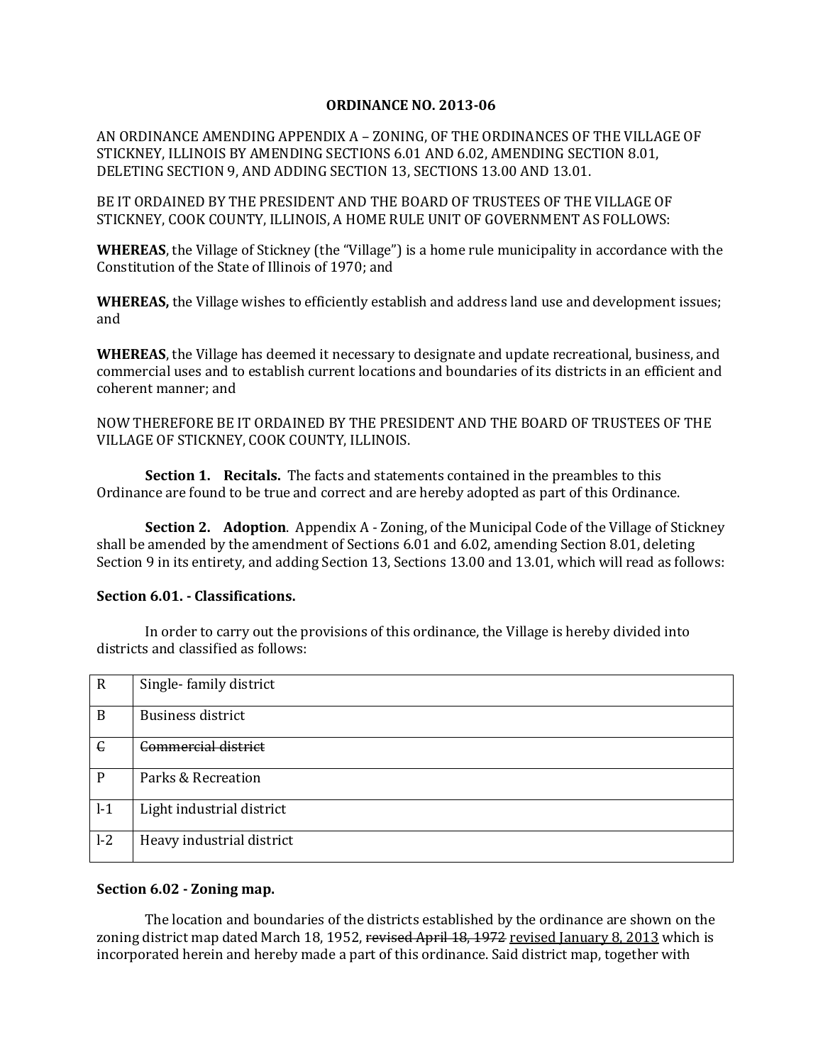**ORDINANCE NO. 2013-06**

AN ORDINANCE AMENDING APPENDIX A – ZONING, OF THE ORDINANCES OF THE VILLAGE OF STICKNEY, ILLINOIS BY AMENDING SECTIONS 6.01 AND 6.02, AMENDING SECTION 8.01, DELETING SECTION 9, AND ADDING SECTION 13, SECTIONS 13.00 AND 13.01.

BE IT ORDAINED BY THE PRESIDENT AND THE BOARD OF TRUSTEES OF THE VILLAGE OF STICKNEY, COOK COUNTY, ILLINOIS, A HOME RULE UNIT OF GOVERNMENT AS FOLLOWS:

**WHEREAS**, the Village of Stickney (the "Village") is a home rule municipality in accordance with the Constitution of the State of Illinois of 1970; and

**WHEREAS,** the Village wishes to efficiently establish and address land use and development issues; and

**WHEREAS**, the Village has deemed it necessary to designate and update recreational, business, and commercial uses and to establish current locations and boundaries of its districts in an efficient and coherent manner; and

NOW THEREFORE BE IT ORDAINED BY THE PRESIDENT AND THE BOARD OF TRUSTEES OF THE VILLAGE OF STICKNEY, COOK COUNTY, ILLINOIS.

**Section 1. Recitals.** The facts and statements contained in the preambles to this Ordinance are found to be true and correct and are hereby adopted as part of this Ordinance.

**Section 2. Adoption**. Appendix A - Zoning, of the Municipal Code of the Village of Stickney shall be amended by the amendment of Sections 6.01 and 6.02, amending Section 8.01, deleting Section 9 in its entirety, and adding Section 13, Sections 13.00 and 13.01, which will read as follows:

**Section 6.01. - Classifications.**

In order to carry out the provisions of this ordinance, the Village is hereby divided into districts and classified as follows:

| | |
|---|---|
| R | Single- family district |
| B | Business district |
| ~~C~~ | ~~Commercial district~~ |
| P | Parks & Recreation |
| I-1 | Light industrial district |
| I-2 | Heavy industrial district |

**Section 6.02 - Zoning map.**

The location and boundaries of the districts established by the ordinance are shown on the zoning district map dated March 18, 1952, ~~revised April 18, 1972~~ <u>revised January 8, 2013</u> which is incorporated herein and hereby made a part of this ordinance. Said district map, together with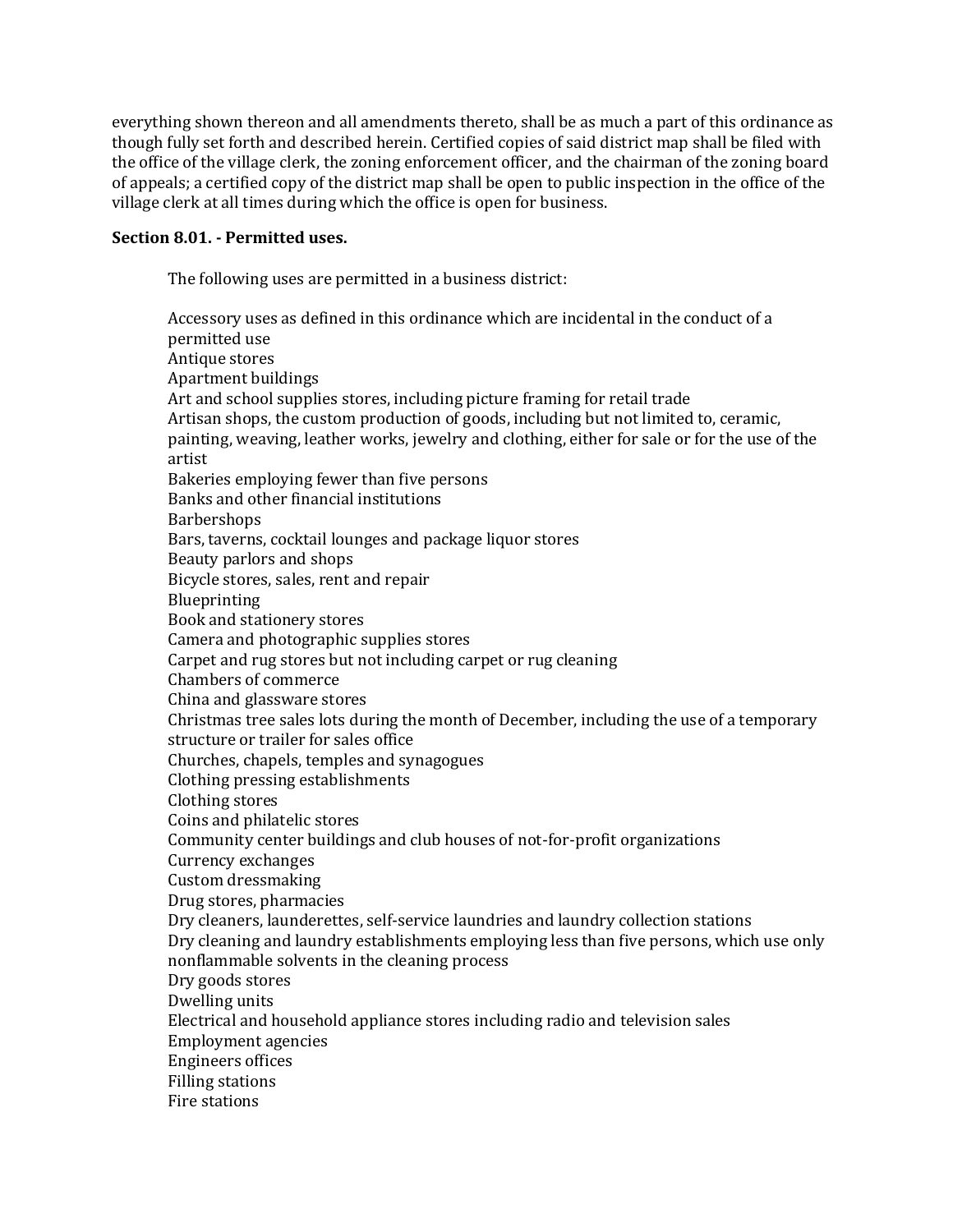everything shown thereon and all amendments thereto, shall be as much a part of this ordinance as though fully set forth and described herein. Certified copies of said district map shall be filed with the office of the village clerk, the zoning enforcement officer, and the chairman of the zoning board of appeals; a certified copy of the district map shall be open to public inspection in the office of the village clerk at all times during which the office is open for business.

**Section 8.01. - Permitted uses.**

The following uses are permitted in a business district:

Accessory uses as defined in this ordinance which are incidental in the conduct of a permitted use
Antique stores
Apartment buildings
Art and school supplies stores, including picture framing for retail trade
Artisan shops, the custom production of goods, including but not limited to, ceramic, painting, weaving, leather works, jewelry and clothing, either for sale or for the use of the artist
Bakeries employing fewer than five persons
Banks and other financial institutions
Barbershops
Bars, taverns, cocktail lounges and package liquor stores
Beauty parlors and shops
Bicycle stores, sales, rent and repair
Blueprinting
Book and stationery stores
Camera and photographic supplies stores
Carpet and rug stores but not including carpet or rug cleaning
Chambers of commerce
China and glassware stores
Christmas tree sales lots during the month of December, including the use of a temporary structure or trailer for sales office
Churches, chapels, temples and synagogues
Clothing pressing establishments
Clothing stores
Coins and philatelic stores
Community center buildings and club houses of not-for-profit organizations
Currency exchanges
Custom dressmaking
Drug stores, pharmacies
Dry cleaners, launderettes, self-service laundries and laundry collection stations
Dry cleaning and laundry establishments employing less than five persons, which use only nonflammable solvents in the cleaning process
Dry goods stores
Dwelling units
Electrical and household appliance stores including radio and television sales
Employment agencies
Engineers offices
Filling stations
Fire stations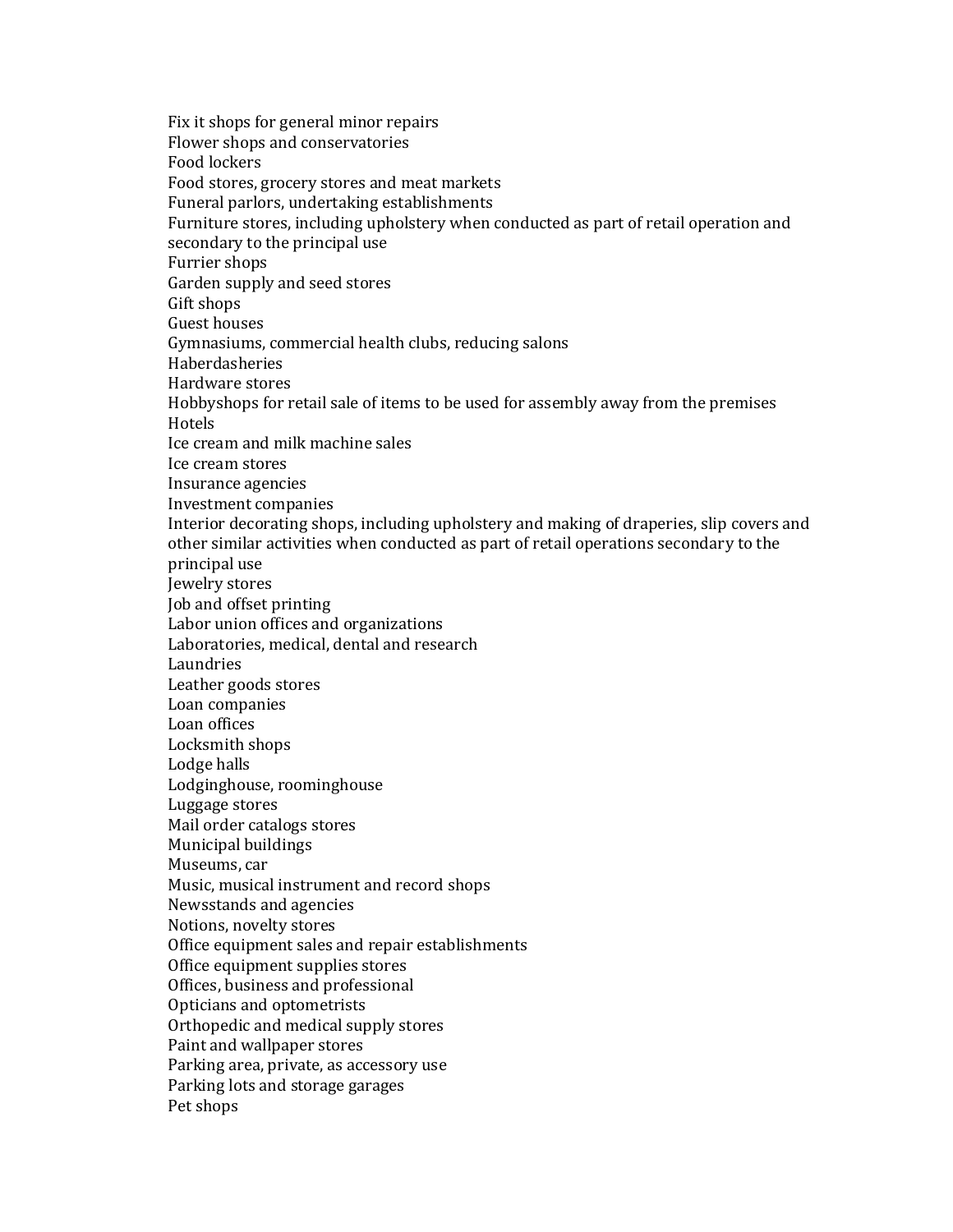Fix it shops for general minor repairs
Flower shops and conservatories
Food lockers
Food stores, grocery stores and meat markets
Funeral parlors, undertaking establishments
Furniture stores, including upholstery when conducted as part of retail operation and secondary to the principal use
Furrier shops
Garden supply and seed stores
Gift shops
Guest houses
Gymnasiums, commercial health clubs, reducing salons
Haberdasheries
Hardware stores
Hobbyshops for retail sale of items to be used for assembly away from the premises
Hotels
Ice cream and milk machine sales
Ice cream stores
Insurance agencies
Investment companies
Interior decorating shops, including upholstery and making of draperies, slip covers and other similar activities when conducted as part of retail operations secondary to the principal use
Jewelry stores
Job and offset printing
Labor union offices and organizations
Laboratories, medical, dental and research
Laundries
Leather goods stores
Loan companies
Loan offices
Locksmith shops
Lodge halls
Lodginghouse, roominghouse
Luggage stores
Mail order catalogs stores
Municipal buildings
Museums, car
Music, musical instrument and record shops
Newsstands and agencies
Notions, novelty stores
Office equipment sales and repair establishments
Office equipment supplies stores
Offices, business and professional
Opticians and optometrists
Orthopedic and medical supply stores
Paint and wallpaper stores
Parking area, private, as accessory use
Parking lots and storage garages
Pet shops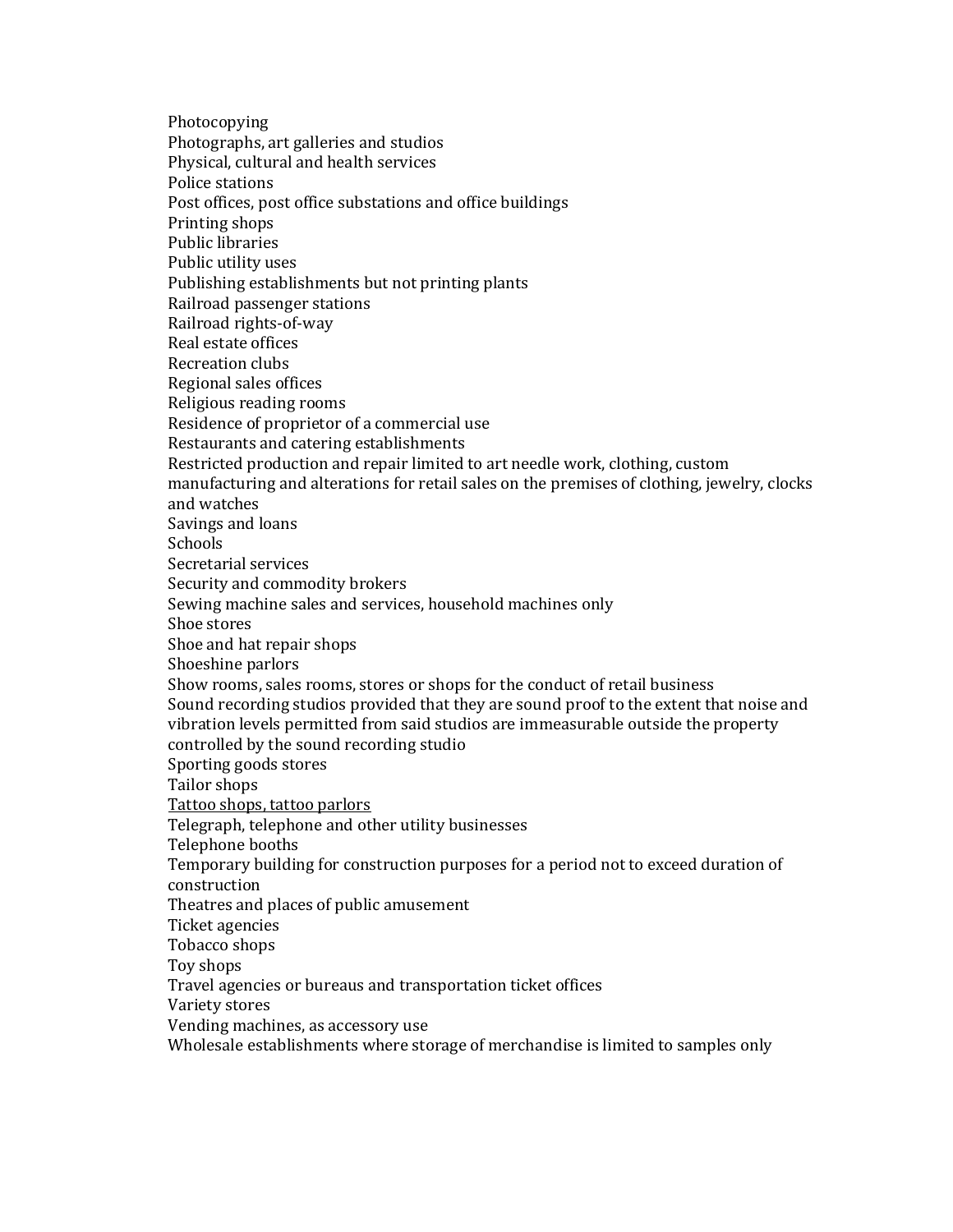Photocopying
Photographs, art galleries and studios
Physical, cultural and health services
Police stations
Post offices, post office substations and office buildings
Printing shops
Public libraries
Public utility uses
Publishing establishments but not printing plants
Railroad passenger stations
Railroad rights-of-way
Real estate offices
Recreation clubs
Regional sales offices
Religious reading rooms
Residence of proprietor of a commercial use
Restaurants and catering establishments
Restricted production and repair limited to art needle work, clothing, custom manufacturing and alterations for retail sales on the premises of clothing, jewelry, clocks and watches
Savings and loans
Schools
Secretarial services
Security and commodity brokers
Sewing machine sales and services, household machines only
Shoe stores
Shoe and hat repair shops
Shoeshine parlors
Show rooms, sales rooms, stores or shops for the conduct of retail business
Sound recording studios provided that they are sound proof to the extent that noise and vibration levels permitted from said studios are immeasurable outside the property controlled by the sound recording studio
Sporting goods stores
Tailor shops
<u>Tattoo shops, tattoo parlors</u>
Telegraph, telephone and other utility businesses
Telephone booths
Temporary building for construction purposes for a period not to exceed duration of construction
Theatres and places of public amusement
Ticket agencies
Tobacco shops
Toy shops
Travel agencies or bureaus and transportation ticket offices
Variety stores
Vending machines, as accessory use
Wholesale establishments where storage of merchandise is limited to samples only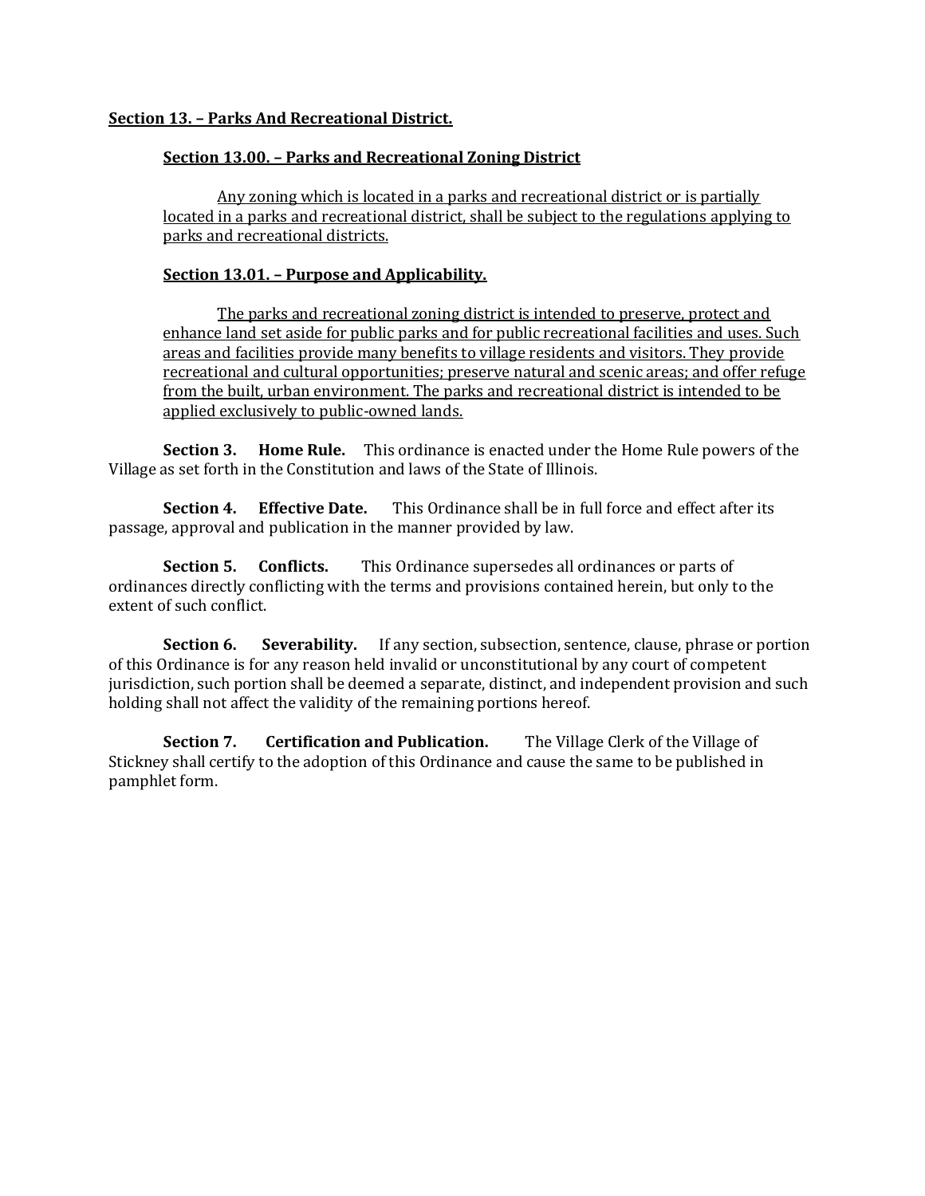**Section 13. – Parks And Recreational District.**

**Section 13.00. – Parks and Recreational Zoning District**

Any zoning which is located in a parks and recreational district or is partially located in a parks and recreational district, shall be subject to the regulations applying to parks and recreational districts.

**Section 13.01. – Purpose and Applicability.**

The parks and recreational zoning district is intended to preserve, protect and enhance land set aside for public parks and for public recreational facilities and uses. Such areas and facilities provide many benefits to village residents and visitors. They provide recreational and cultural opportunities; preserve natural and scenic areas; and offer refuge from the built, urban environment. The parks and recreational district is intended to be applied exclusively to public-owned lands.

**Section 3. Home Rule.** This ordinance is enacted under the Home Rule powers of the Village as set forth in the Constitution and laws of the State of Illinois.

**Section 4. Effective Date.** This Ordinance shall be in full force and effect after its passage, approval and publication in the manner provided by law.

**Section 5. Conflicts.** This Ordinance supersedes all ordinances or parts of ordinances directly conflicting with the terms and provisions contained herein, but only to the extent of such conflict.

**Section 6. Severability.** If any section, subsection, sentence, clause, phrase or portion of this Ordinance is for any reason held invalid or unconstitutional by any court of competent jurisdiction, such portion shall be deemed a separate, distinct, and independent provision and such holding shall not affect the validity of the remaining portions hereof.

**Section 7. Certification and Publication.** The Village Clerk of the Village of Stickney shall certify to the adoption of this Ordinance and cause the same to be published in pamphlet form.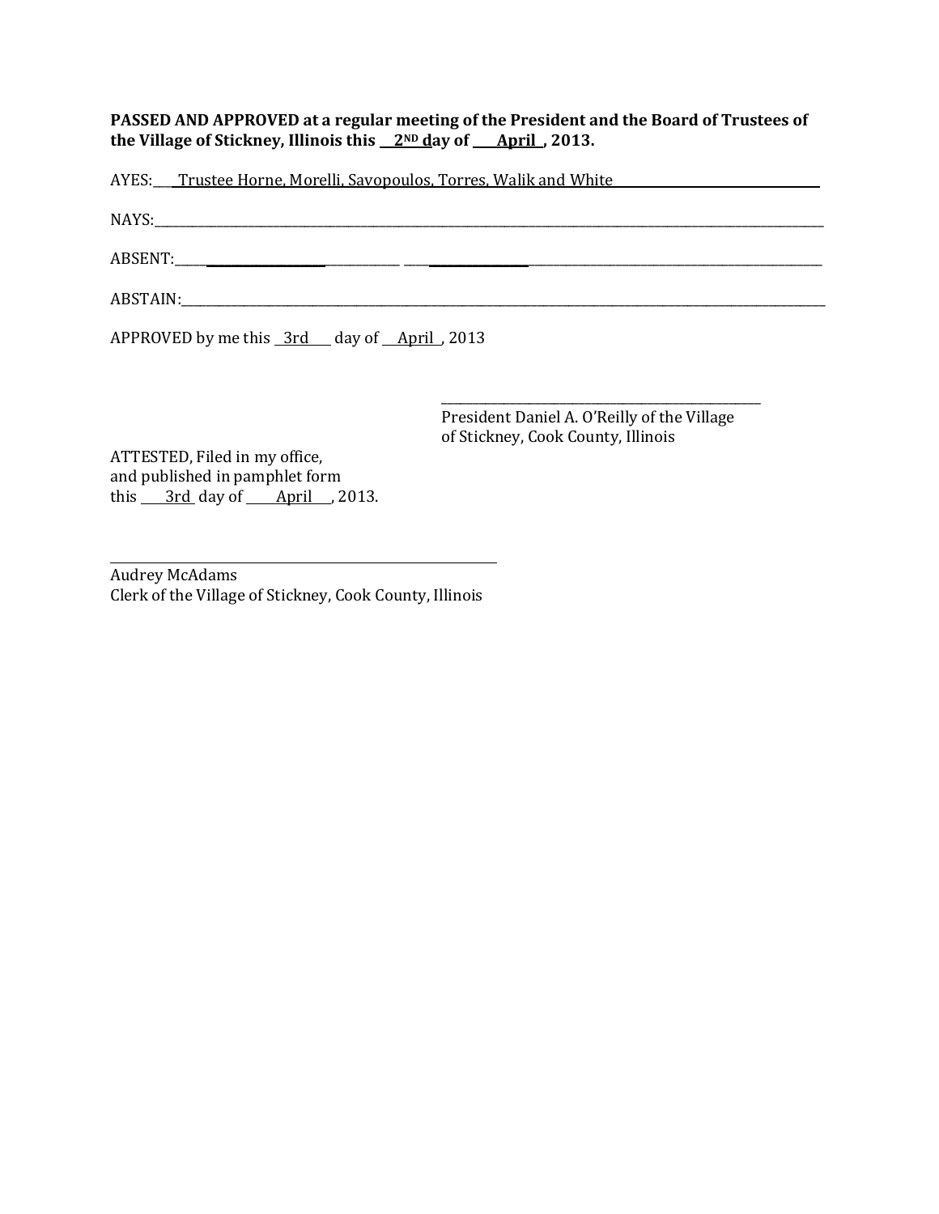**PASSED AND APPROVED at a regular meeting of the President and the Board of Trustees of the Village of Stickney, Illinois this 2ND day of April , 2013.**

AYES: Trustee Horne, Morelli, Savopoulos, Torres, Walik and White

NAYS:

ABSENT:

ABSTAIN:

APPROVED by me this 3rd day of April , 2013

President Daniel A. O'Reilly of the Village of Stickney, Cook County, Illinois

ATTESTED, Filed in my office, and published in pamphlet form this 3rd day of April , 2013.

Audrey McAdams
Clerk of the Village of Stickney, Cook County, Illinois